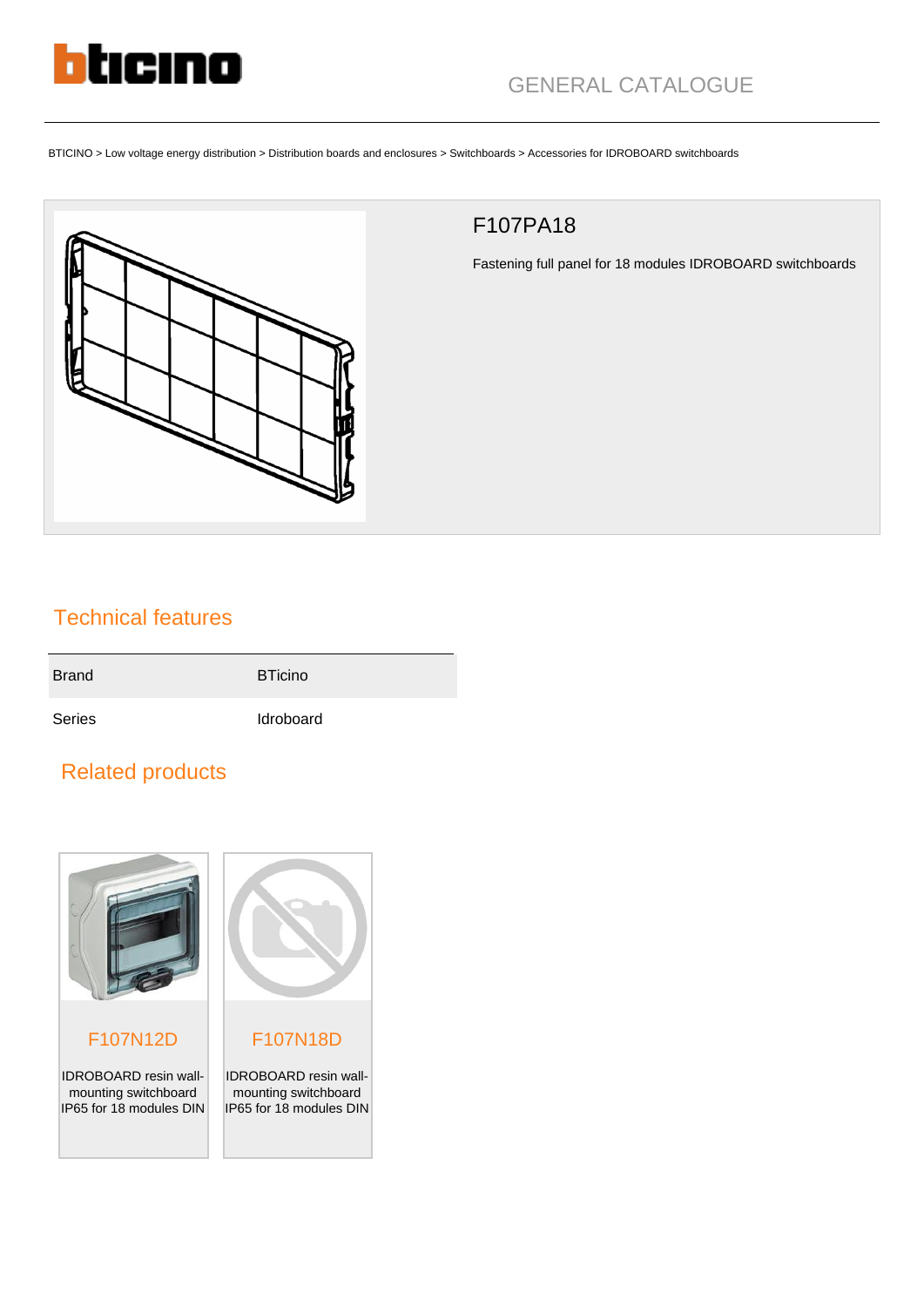GENERAL CATALOGUE

BTICINO > Low voltage energy distribution > Distribution boards and enclosures > Switchboards > Accessories for IDROBOARD switchboards

# F107PA18

Fastening full panel for 18 modules IDROBOARD switchboards

## Technical features

| | |
|---|---|
| Brand | BTicino |
| Series | Idroboard |

## Related products

**F107N12D**

IDROBOARD resin wall-mounting switchboard IP65 for 18 modules DIN

**F107N18D**

IDROBOARD resin wall-mounting switchboard IP65 for 18 modules DIN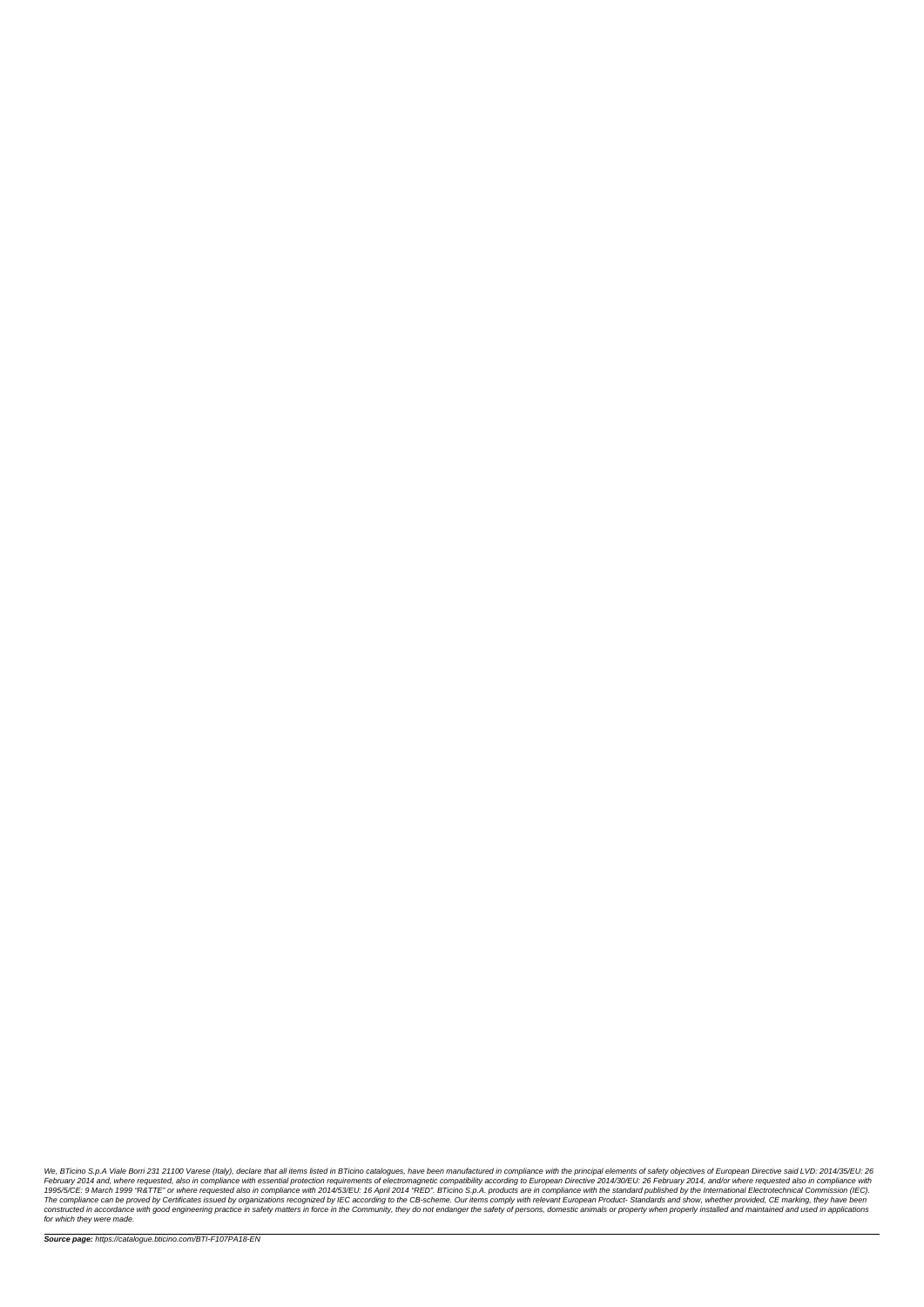*We, BTicino S.p.A Viale Borri 231 21100 Varese (Italy), declare that all items listed in BTicino catalogues, have been manufactured in compliance with the principal elements of safety objectives of European Directive said LVD: 2014/35/EU: 26 February 2014 and, where requested, also in compliance with essential protection requirements of electromagnetic compatibility according to European Directive 2014/30/EU: 26 February 2014, and/or where requested also in compliance with 1995/5/CE: 9 March 1999 "R&TTE" or where requested also in compliance with 2014/53/EU: 16 April 2014 "RED". BTicino S.p.A. products are in compliance with the standard published by the International Electrotechnical Commission (IEC). The compliance can be proved by Certificates issued by organizations recognized by IEC according to the CB-scheme. Our items comply with relevant European Product- Standards and show, whether provided, CE marking, they have been constructed in accordance with good engineering practice in safety matters in force in the Community, they do not endanger the safety of persons, domestic animals or property when properly installed and maintained and used in applications for which they were made.*

---

**Source page:** *https://catalogue.bticino.com/BTI-F107PA18-EN*